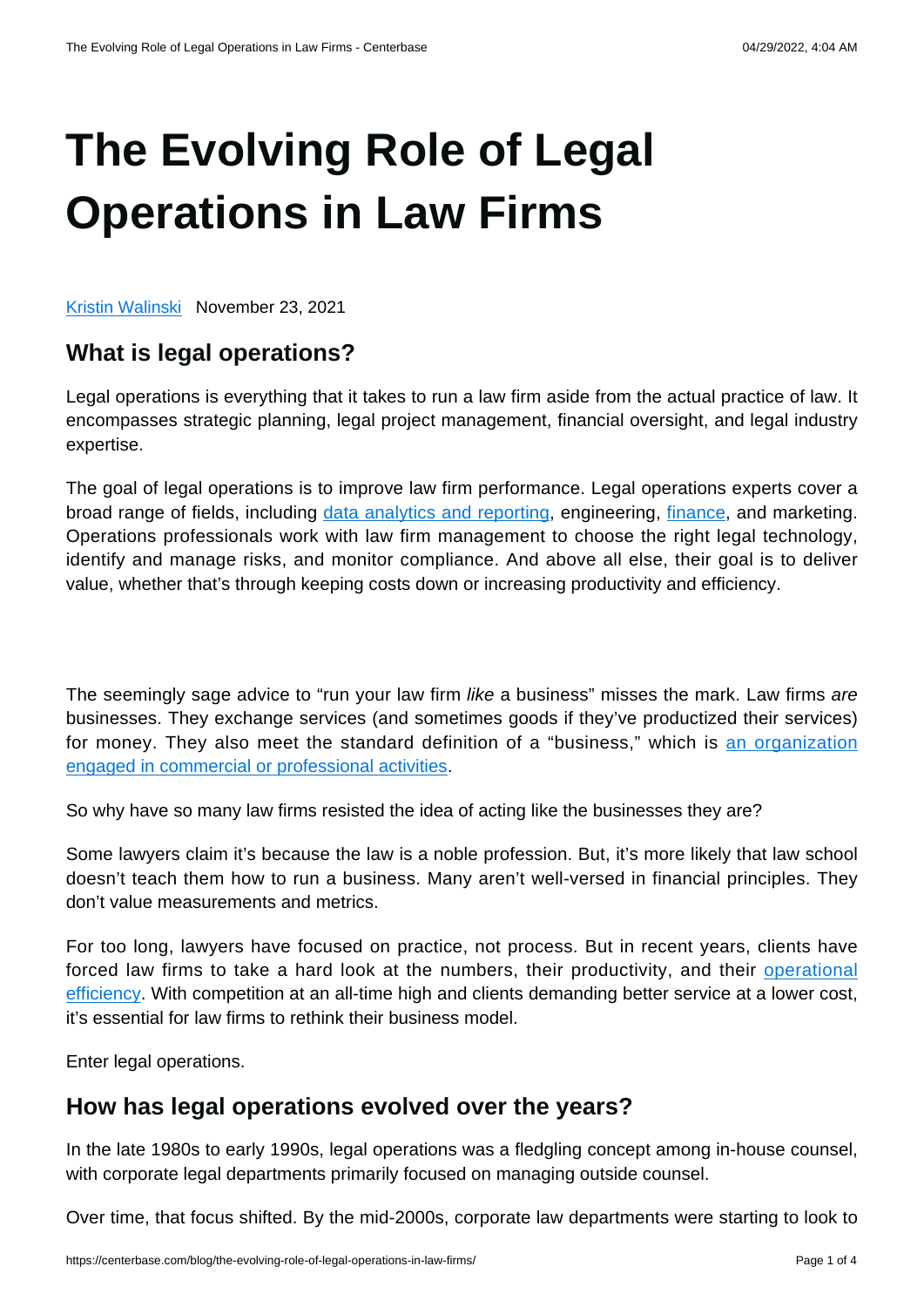# The Evolving Role of Legal Operations in Law Firms

[Kristin Walinski](#) November 23, 2021

## What is legal operations?

Legal operations is everything that it takes to run a law firm aside from the actual practice of law. It encompasses strategic planning, legal project management, financial oversight, and legal industry expertise.

The goal of legal operations is to improve law firm performance. Legal operations experts cover a broad range of fields, including [data analytics and reporting](#), engineering, [finance](#), and marketing. Operations professionals work with law firm management to choose the right legal technology, identify and manage risks, and monitor compliance. And above all else, their goal is to deliver value, whether that's through keeping costs down or increasing productivity and efficiency.

The seemingly sage advice to "run your law firm *like* a business" misses the mark. Law firms *are* businesses. They exchange services (and sometimes goods if they've productized their services) for money. They also meet the standard definition of a "business," which is [an organization engaged in commercial or professional activities](#).

So why have so many law firms resisted the idea of acting like the businesses they are?

Some lawyers claim it's because the law is a noble profession. But, it's more likely that law school doesn't teach them how to run a business. Many aren't well-versed in financial principles. They don't value measurements and metrics.

For too long, lawyers have focused on practice, not process. But in recent years, clients have forced law firms to take a hard look at the numbers, their productivity, and their [operational efficiency](#). With competition at an all-time high and clients demanding better service at a lower cost, it's essential for law firms to rethink their business model.

Enter legal operations.

## How has legal operations evolved over the years?

In the late 1980s to early 1990s, legal operations was a fledgling concept among in-house counsel, with corporate legal departments primarily focused on managing outside counsel.

Over time, that focus shifted. By the mid-2000s, corporate law departments were starting to look to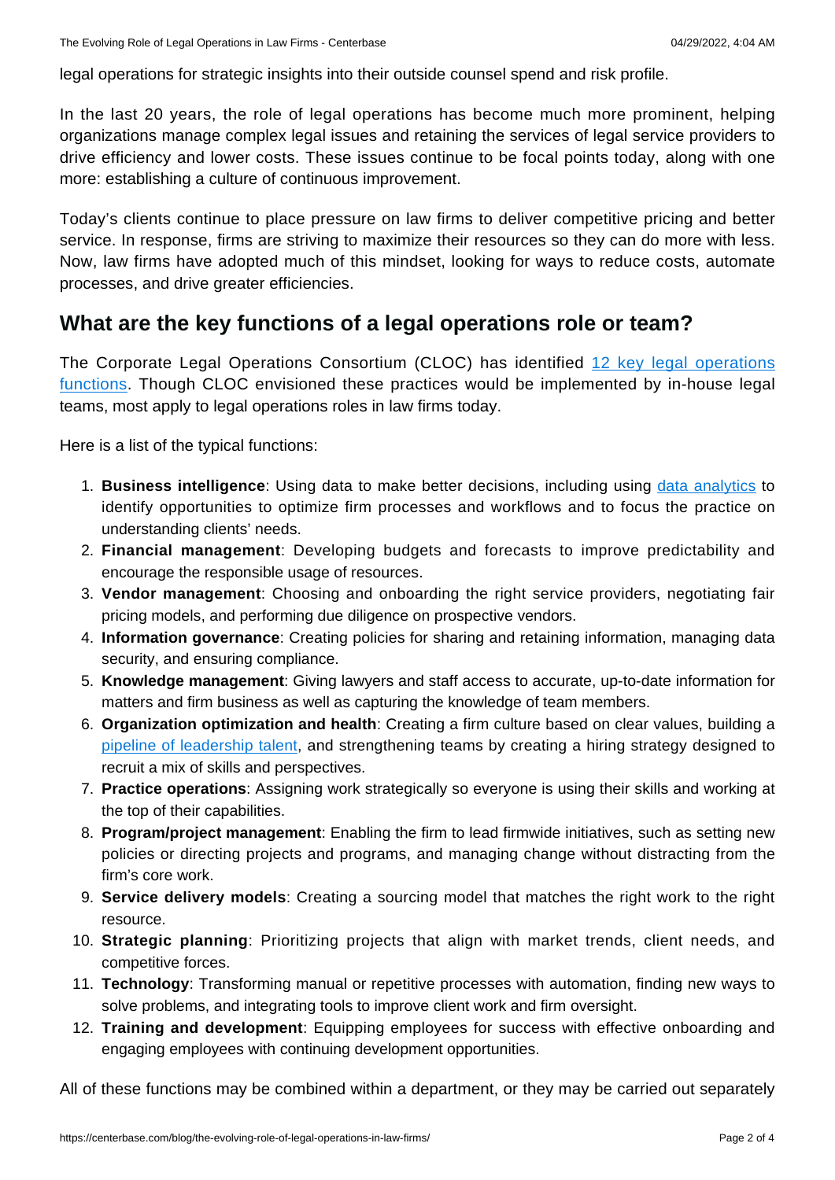legal operations for strategic insights into their outside counsel spend and risk profile.

In the last 20 years, the role of legal operations has become much more prominent, helping organizations manage complex legal issues and retaining the services of legal service providers to drive efficiency and lower costs. These issues continue to be focal points today, along with one more: establishing a culture of continuous improvement.

Today's clients continue to place pressure on law firms to deliver competitive pricing and better service. In response, firms are striving to maximize their resources so they can do more with less. Now, law firms have adopted much of this mindset, looking for ways to reduce costs, automate processes, and drive greater efficiencies.

## What are the key functions of a legal operations role or team?

The Corporate Legal Operations Consortium (CLOC) has identified 12 key legal operations functions. Though CLOC envisioned these practices would be implemented by in-house legal teams, most apply to legal operations roles in law firms today.

Here is a list of the typical functions:

1. **Business intelligence**: Using data to make better decisions, including using data analytics to identify opportunities to optimize firm processes and workflows and to focus the practice on understanding clients' needs.
2. **Financial management**: Developing budgets and forecasts to improve predictability and encourage the responsible usage of resources.
3. **Vendor management**: Choosing and onboarding the right service providers, negotiating fair pricing models, and performing due diligence on prospective vendors.
4. **Information governance**: Creating policies for sharing and retaining information, managing data security, and ensuring compliance.
5. **Knowledge management**: Giving lawyers and staff access to accurate, up-to-date information for matters and firm business as well as capturing the knowledge of team members.
6. **Organization optimization and health**: Creating a firm culture based on clear values, building a pipeline of leadership talent, and strengthening teams by creating a hiring strategy designed to recruit a mix of skills and perspectives.
7. **Practice operations**: Assigning work strategically so everyone is using their skills and working at the top of their capabilities.
8. **Program/project management**: Enabling the firm to lead firmwide initiatives, such as setting new policies or directing projects and programs, and managing change without distracting from the firm's core work.
9. **Service delivery models**: Creating a sourcing model that matches the right work to the right resource.
10. **Strategic planning**: Prioritizing projects that align with market trends, client needs, and competitive forces.
11. **Technology**: Transforming manual or repetitive processes with automation, finding new ways to solve problems, and integrating tools to improve client work and firm oversight.
12. **Training and development**: Equipping employees for success with effective onboarding and engaging employees with continuing development opportunities.

All of these functions may be combined within a department, or they may be carried out separately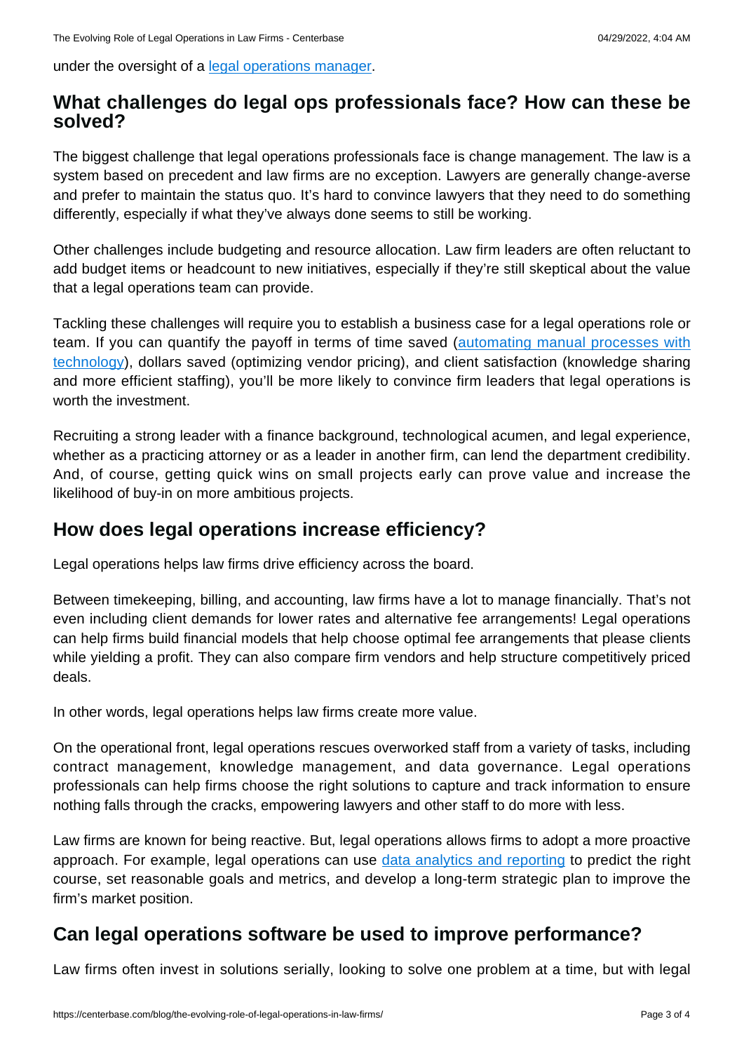under the oversight of a [legal operations manager](https://centerbase.com).

## What challenges do legal ops professionals face? How can these be solved?

The biggest challenge that legal operations professionals face is change management. The law is a system based on precedent and law firms are no exception. Lawyers are generally change-averse and prefer to maintain the status quo. It's hard to convince lawyers that they need to do something differently, especially if what they've always done seems to still be working.

Other challenges include budgeting and resource allocation. Law firm leaders are often reluctant to add budget items or headcount to new initiatives, especially if they're still skeptical about the value that a legal operations team can provide.

Tackling these challenges will require you to establish a business case for a legal operations role or team. If you can quantify the payoff in terms of time saved (automating manual processes with technology), dollars saved (optimizing vendor pricing), and client satisfaction (knowledge sharing and more efficient staffing), you'll be more likely to convince firm leaders that legal operations is worth the investment.

Recruiting a strong leader with a finance background, technological acumen, and legal experience, whether as a practicing attorney or as a leader in another firm, can lend the department credibility. And, of course, getting quick wins on small projects early can prove value and increase the likelihood of buy-in on more ambitious projects.

## How does legal operations increase efficiency?

Legal operations helps law firms drive efficiency across the board.

Between timekeeping, billing, and accounting, law firms have a lot to manage financially. That's not even including client demands for lower rates and alternative fee arrangements! Legal operations can help firms build financial models that help choose optimal fee arrangements that please clients while yielding a profit. They can also compare firm vendors and help structure competitively priced deals.

In other words, legal operations helps law firms create more value.

On the operational front, legal operations rescues overworked staff from a variety of tasks, including contract management, knowledge management, and data governance. Legal operations professionals can help firms choose the right solutions to capture and track information to ensure nothing falls through the cracks, empowering lawyers and other staff to do more with less.

Law firms are known for being reactive. But, legal operations allows firms to adopt a more proactive approach. For example, legal operations can use data analytics and reporting to predict the right course, set reasonable goals and metrics, and develop a long-term strategic plan to improve the firm's market position.

## Can legal operations software be used to improve performance?

Law firms often invest in solutions serially, looking to solve one problem at a time, but with legal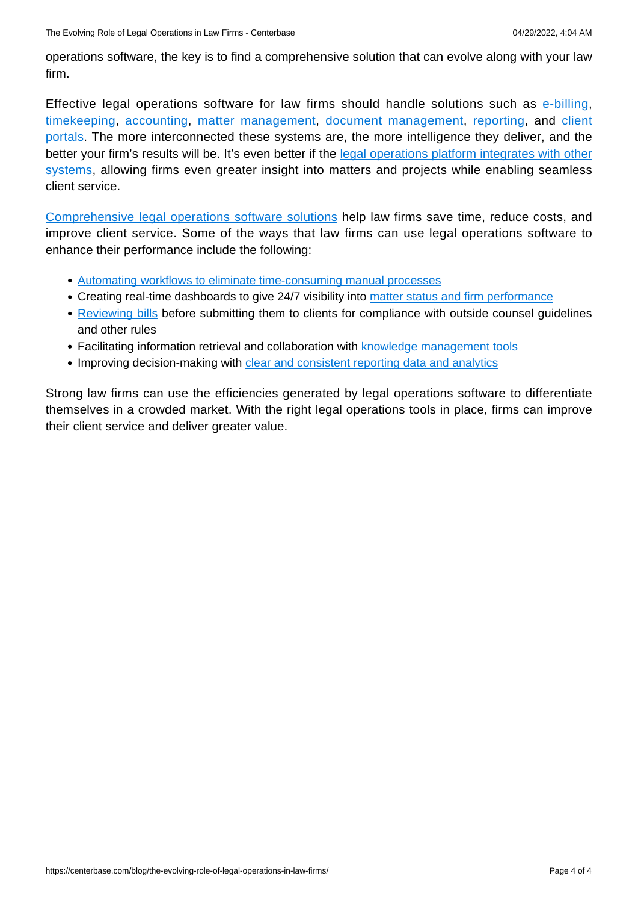operations software, the key is to find a comprehensive solution that can evolve along with your law firm.

Effective legal operations software for law firms should handle solutions such as e-billing, timekeeping, accounting, matter management, document management, reporting, and client portals. The more interconnected these systems are, the more intelligence they deliver, and the better your firm's results will be. It's even better if the legal operations platform integrates with other systems, allowing firms even greater insight into matters and projects while enabling seamless client service.

Comprehensive legal operations software solutions help law firms save time, reduce costs, and improve client service. Some of the ways that law firms can use legal operations software to enhance their performance include the following:

- Automating workflows to eliminate time-consuming manual processes
- Creating real-time dashboards to give 24/7 visibility into matter status and firm performance
- Reviewing bills before submitting them to clients for compliance with outside counsel guidelines and other rules
- Facilitating information retrieval and collaboration with knowledge management tools
- Improving decision-making with clear and consistent reporting data and analytics

Strong law firms can use the efficiencies generated by legal operations software to differentiate themselves in a crowded market. With the right legal operations tools in place, firms can improve their client service and deliver greater value.